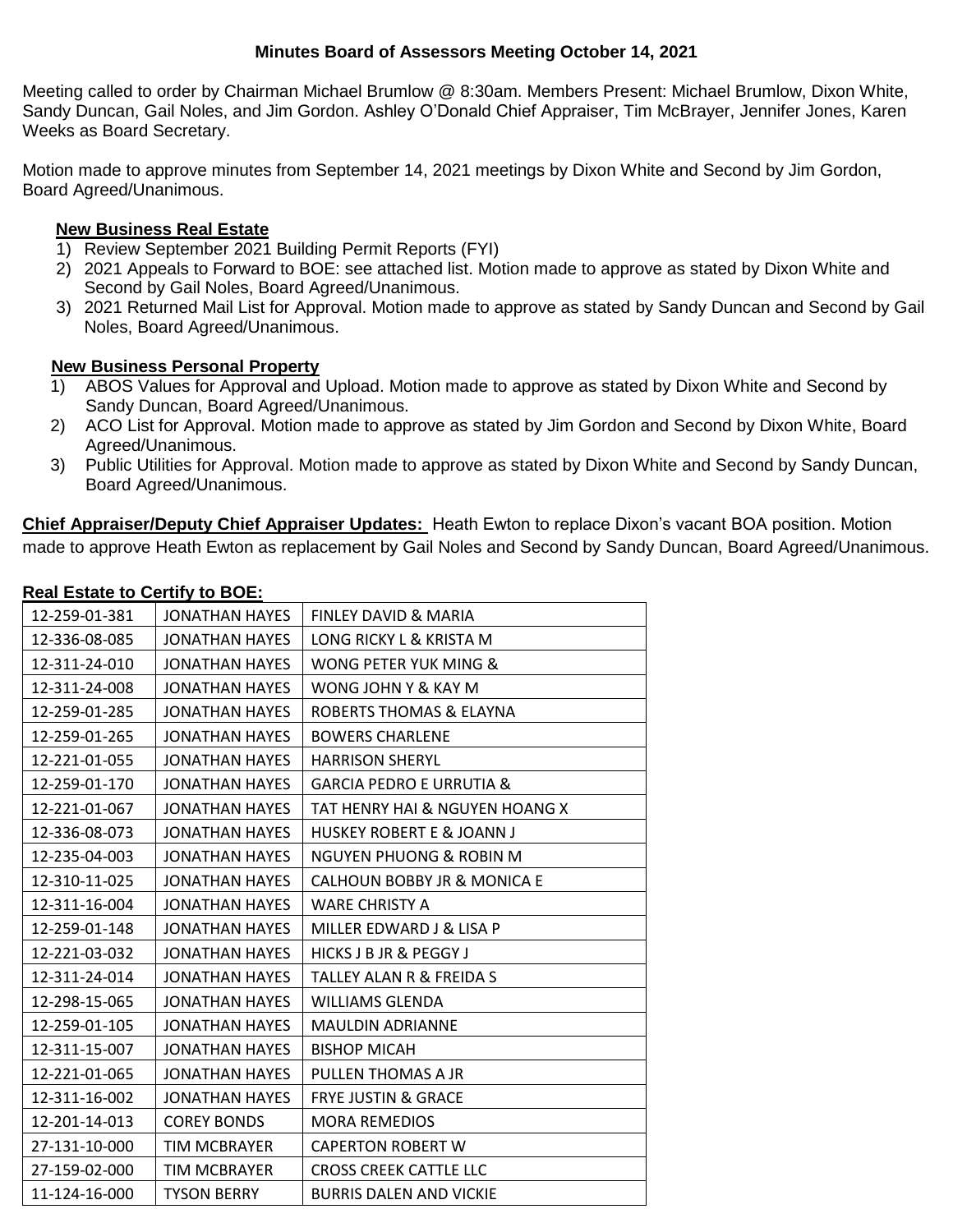# Minutes Board of Assessors Meeting October 14, 2021

Meeting called to order by Chairman Michael Brumlow @ 8:30am. Members Present: Michael Brumlow, Dixon White, Sandy Duncan, Gail Noles, and Jim Gordon. Ashley O'Donald Chief Appraiser, Tim McBrayer, Jennifer Jones, Karen Weeks as Board Secretary.

Motion made to approve minutes from September 14, 2021 meetings by Dixon White and Second by Jim Gordon, Board Agreed/Unanimous.

## New Business Real Estate

1) Review September 2021 Building Permit Reports (FYI)
2) 2021 Appeals to Forward to BOE: see attached list. Motion made to approve as stated by Dixon White and Second by Gail Noles, Board Agreed/Unanimous.
3) 2021 Returned Mail List for Approval. Motion made to approve as stated by Sandy Duncan and Second by Gail Noles, Board Agreed/Unanimous.

## New Business Personal Property

1) ABOS Values for Approval and Upload. Motion made to approve as stated by Dixon White and Second by Sandy Duncan, Board Agreed/Unanimous.
2) ACO List for Approval. Motion made to approve as stated by Jim Gordon and Second by Dixon White, Board Agreed/Unanimous.
3) Public Utilities for Approval. Motion made to approve as stated by Dixon White and Second by Sandy Duncan, Board Agreed/Unanimous.

**Chief Appraiser/Deputy Chief Appraiser Updates:** Heath Ewton to replace Dixon's vacant BOA position. Motion made to approve Heath Ewton as replacement by Gail Noles and Second by Sandy Duncan, Board Agreed/Unanimous.

**Real Estate to Certify to BOE:**

| | | |
|---|---|---|
| 12-259-01-381 | JONATHAN HAYES | FINLEY DAVID & MARIA |
| 12-336-08-085 | JONATHAN HAYES | LONG RICKY L & KRISTA M |
| 12-311-24-010 | JONATHAN HAYES | WONG PETER YUK MING & |
| 12-311-24-008 | JONATHAN HAYES | WONG JOHN Y & KAY M |
| 12-259-01-285 | JONATHAN HAYES | ROBERTS THOMAS & ELAYNA |
| 12-259-01-265 | JONATHAN HAYES | BOWERS CHARLENE |
| 12-221-01-055 | JONATHAN HAYES | HARRISON SHERYL |
| 12-259-01-170 | JONATHAN HAYES | GARCIA PEDRO E URRUTIA & |
| 12-221-01-067 | JONATHAN HAYES | TAT HENRY HAI & NGUYEN HOANG X |
| 12-336-08-073 | JONATHAN HAYES | HUSKEY ROBERT E & JOANN J |
| 12-235-04-003 | JONATHAN HAYES | NGUYEN PHUONG & ROBIN M |
| 12-310-11-025 | JONATHAN HAYES | CALHOUN BOBBY JR & MONICA E |
| 12-311-16-004 | JONATHAN HAYES | WARE CHRISTY A |
| 12-259-01-148 | JONATHAN HAYES | MILLER EDWARD J & LISA P |
| 12-221-03-032 | JONATHAN HAYES | HICKS J B JR & PEGGY J |
| 12-311-24-014 | JONATHAN HAYES | TALLEY ALAN R & FREIDA S |
| 12-298-15-065 | JONATHAN HAYES | WILLIAMS GLENDA |
| 12-259-01-105 | JONATHAN HAYES | MAULDIN ADRIANNE |
| 12-311-15-007 | JONATHAN HAYES | BISHOP MICAH |
| 12-221-01-065 | JONATHAN HAYES | PULLEN THOMAS A JR |
| 12-311-16-002 | JONATHAN HAYES | FRYE JUSTIN & GRACE |
| 12-201-14-013 | COREY BONDS | MORA REMEDIOS |
| 27-131-10-000 | TIM MCBRAYER | CAPERTON ROBERT W |
| 27-159-02-000 | TIM MCBRAYER | CROSS CREEK CATTLE LLC |
| 11-124-16-000 | TYSON BERRY | BURRIS DALEN AND VICKIE |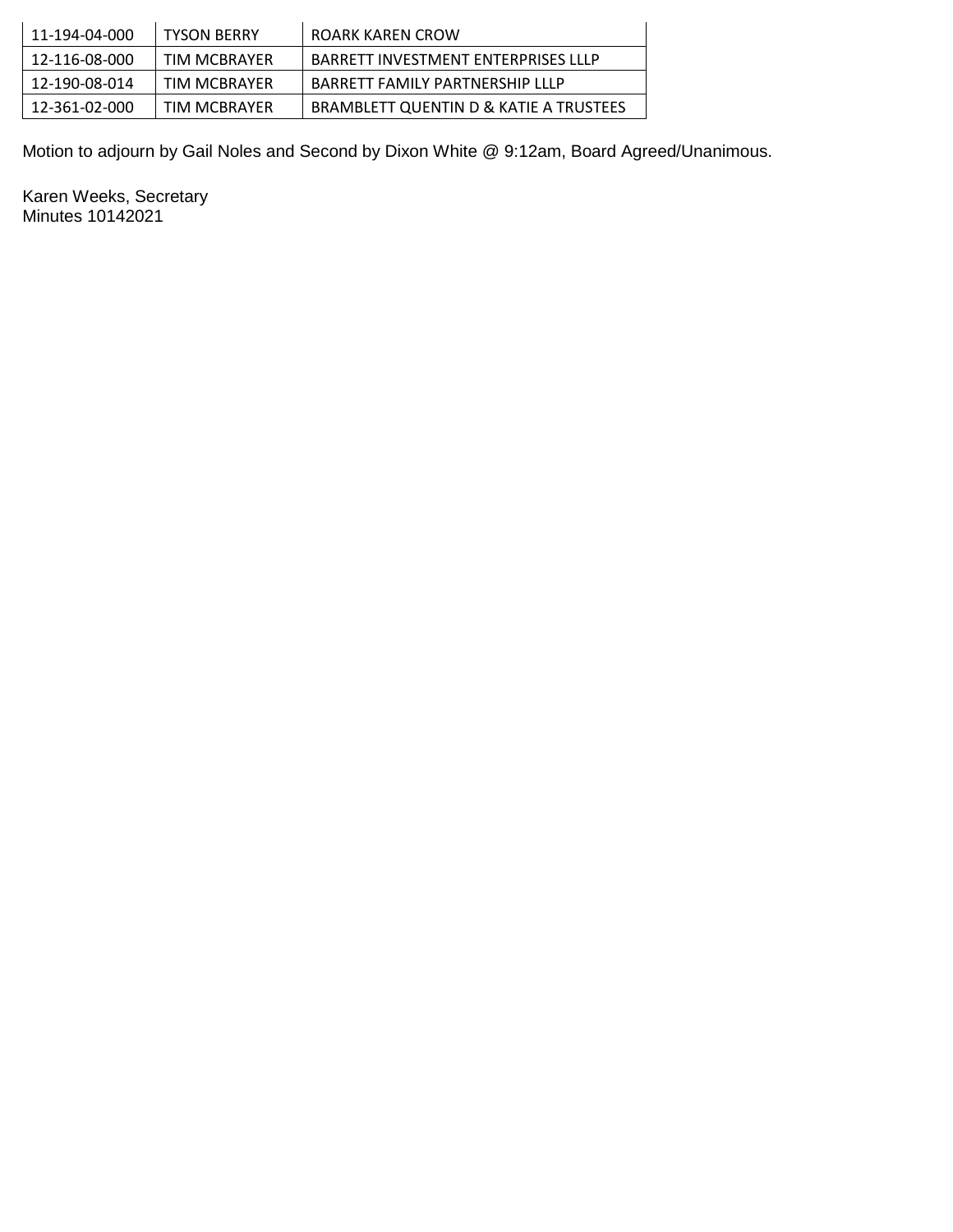| | | |
|---|---|---|
| 11-194-04-000 | TYSON BERRY | ROARK KAREN CROW |
| 12-116-08-000 | TIM MCBRAYER | BARRETT INVESTMENT ENTERPRISES LLLP |
| 12-190-08-014 | TIM MCBRAYER | BARRETT FAMILY PARTNERSHIP LLLP |
| 12-361-02-000 | TIM MCBRAYER | BRAMBLETT QUENTIN D & KATIE A TRUSTEES |

Motion to adjourn by Gail Noles and Second by Dixon White @ 9:12am, Board Agreed/Unanimous.

Karen Weeks, Secretary
Minutes 10142021